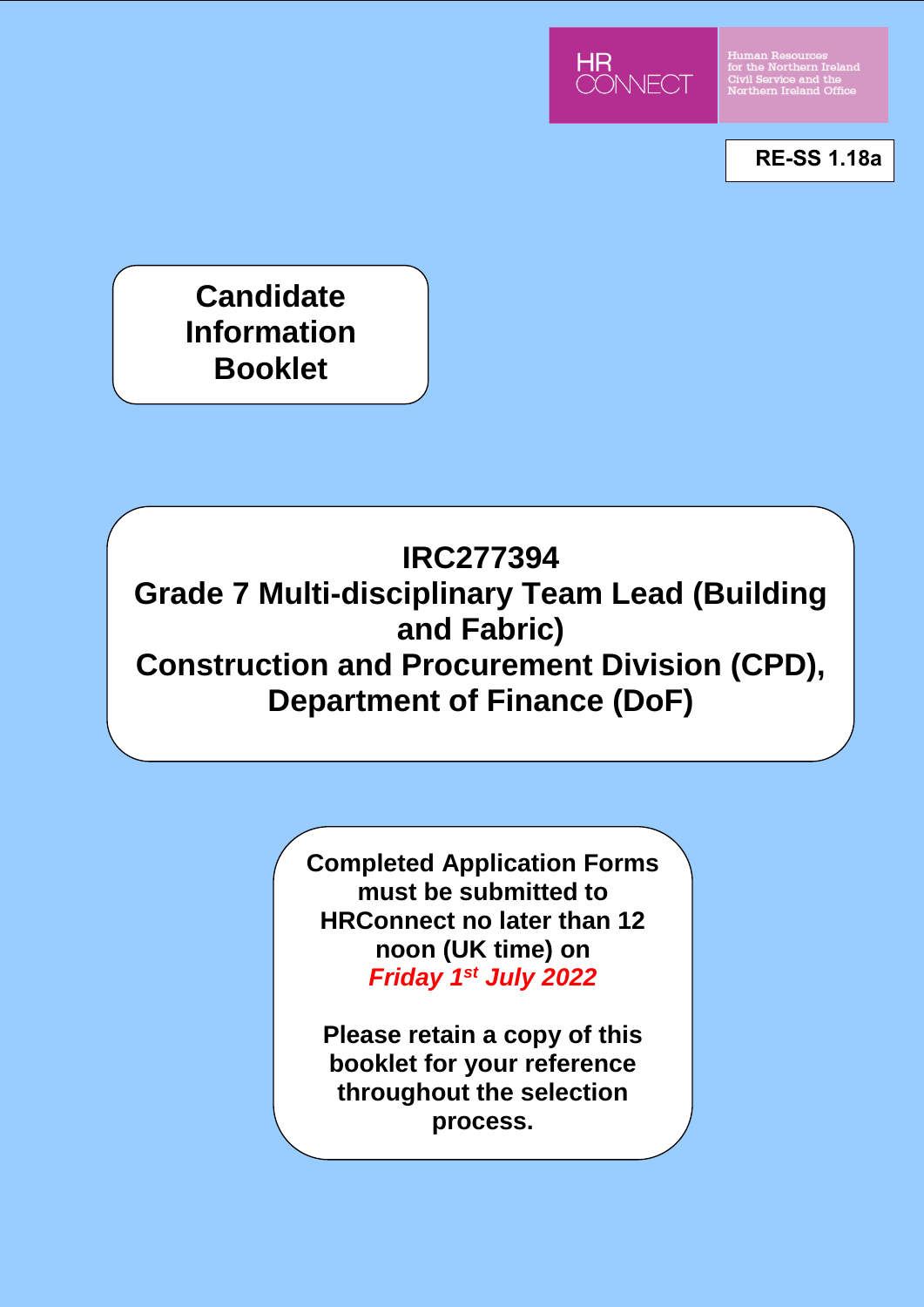HR CONNECT

Human Resources for the Northern Ireland Civil Service and the Northern Ireland Office

**RE-SS 1.18a**

# Candidate Information Booklet

# IRC277394
# Grade 7 Multi-disciplinary Team Lead (Building and Fabric)
# Construction and Procurement Division (CPD), Department of Finance (DoF)

**Completed Application Forms must be submitted to HRConnect no later than 12 noon (UK time) on** ***Friday 1st July 2022***

**Please retain a copy of this booklet for your reference throughout the selection process.**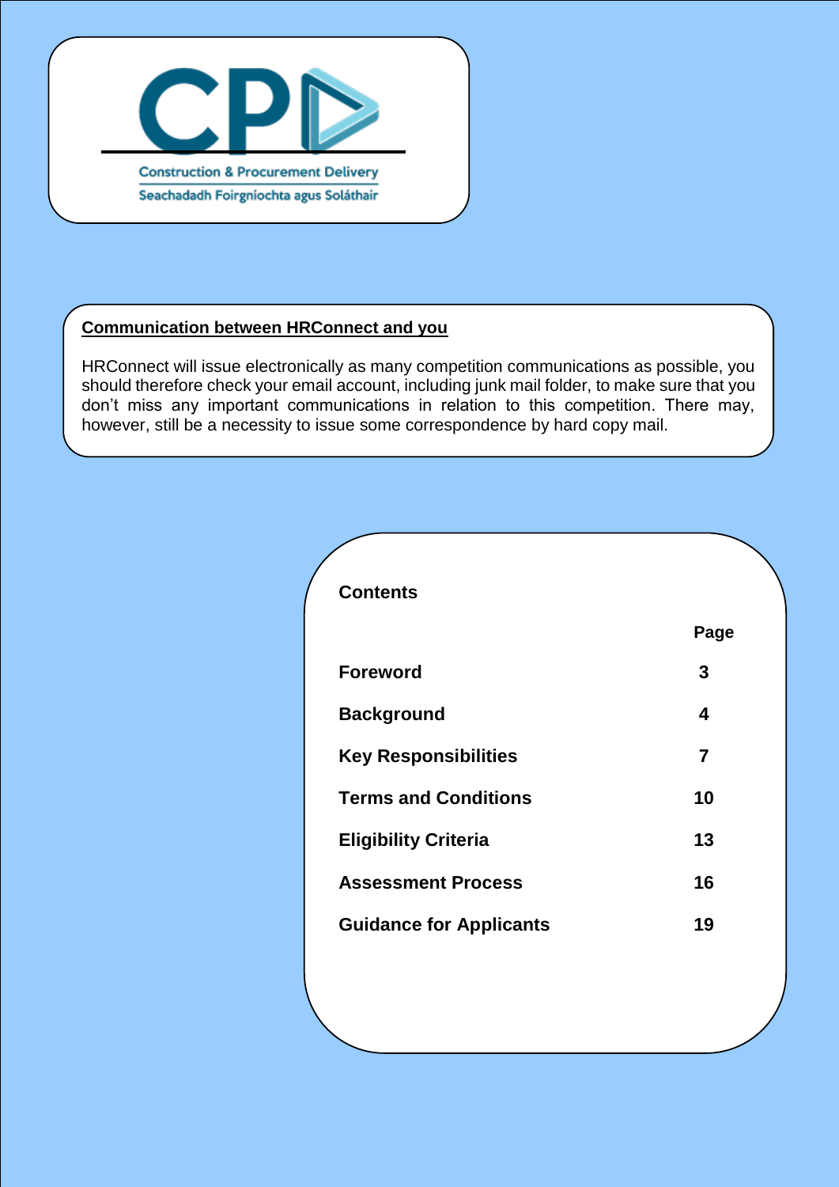Construction & Procurement Delivery

Seachadadh Foirgníochta agus Soláthair

**Communication between HRConnect and you**

HRConnect will issue electronically as many competition communications as possible, you should therefore check your email account, including junk mail folder, to make sure that you don't miss any important communications in relation to this competition. There may, however, still be a necessity to issue some correspondence by hard copy mail.

## Contents

| | Page |
|---|---|
| **Foreword** | **3** |
| **Background** | **4** |
| **Key Responsibilities** | **7** |
| **Terms and Conditions** | **10** |
| **Eligibility Criteria** | **13** |
| **Assessment Process** | **16** |
| **Guidance for Applicants** | **19** |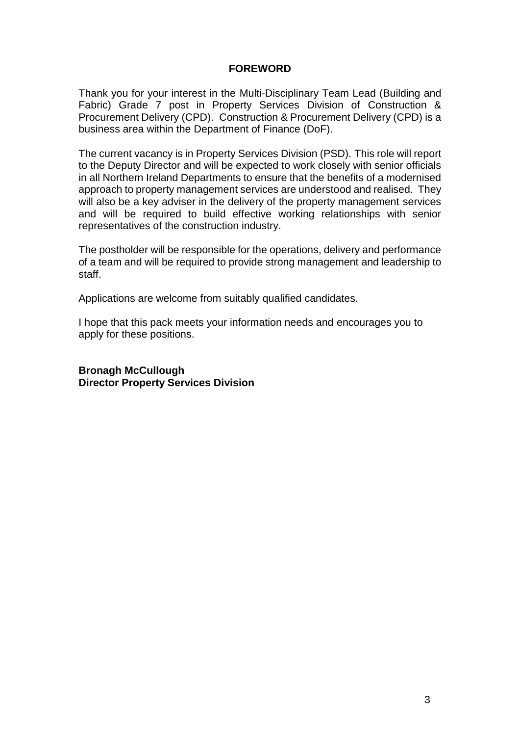## FOREWORD

Thank you for your interest in the Multi-Disciplinary Team Lead (Building and Fabric) Grade 7 post in Property Services Division of Construction & Procurement Delivery (CPD). Construction & Procurement Delivery (CPD) is a business area within the Department of Finance (DoF).

The current vacancy is in Property Services Division (PSD). This role will report to the Deputy Director and will be expected to work closely with senior officials in all Northern Ireland Departments to ensure that the benefits of a modernised approach to property management services are understood and realised. They will also be a key adviser in the delivery of the property management services and will be required to build effective working relationships with senior representatives of the construction industry.

The postholder will be responsible for the operations, delivery and performance of a team and will be required to provide strong management and leadership to staff.

Applications are welcome from suitably qualified candidates.

I hope that this pack meets your information needs and encourages you to apply for these positions.

**Bronagh McCullough**
**Director Property Services Division**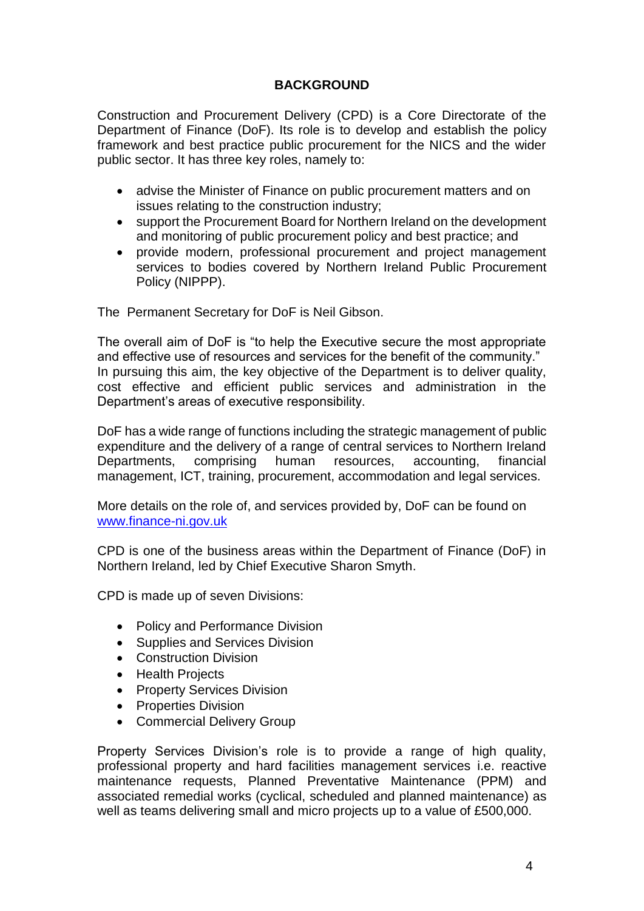## BACKGROUND

Construction and Procurement Delivery (CPD) is a Core Directorate of the Department of Finance (DoF). Its role is to develop and establish the policy framework and best practice public procurement for the NICS and the wider public sector. It has three key roles, namely to:

- advise the Minister of Finance on public procurement matters and on issues relating to the construction industry;
- support the Procurement Board for Northern Ireland on the development and monitoring of public procurement policy and best practice; and
- provide modern, professional procurement and project management services to bodies covered by Northern Ireland Public Procurement Policy (NIPPP).

The Permanent Secretary for DoF is Neil Gibson.

The overall aim of DoF is "to help the Executive secure the most appropriate and effective use of resources and services for the benefit of the community." In pursuing this aim, the key objective of the Department is to deliver quality, cost effective and efficient public services and administration in the Department's areas of executive responsibility.

DoF has a wide range of functions including the strategic management of public expenditure and the delivery of a range of central services to Northern Ireland Departments, comprising human resources, accounting, financial management, ICT, training, procurement, accommodation and legal services.

More details on the role of, and services provided by, DoF can be found on [www.finance-ni.gov.uk](http://www.finance-ni.gov.uk)

CPD is one of the business areas within the Department of Finance (DoF) in Northern Ireland, led by Chief Executive Sharon Smyth.

CPD is made up of seven Divisions:

- Policy and Performance Division
- Supplies and Services Division
- Construction Division
- Health Projects
- Property Services Division
- Properties Division
- Commercial Delivery Group

Property Services Division's role is to provide a range of high quality, professional property and hard facilities management services i.e. reactive maintenance requests, Planned Preventative Maintenance (PPM) and associated remedial works (cyclical, scheduled and planned maintenance) as well as teams delivering small and micro projects up to a value of £500,000.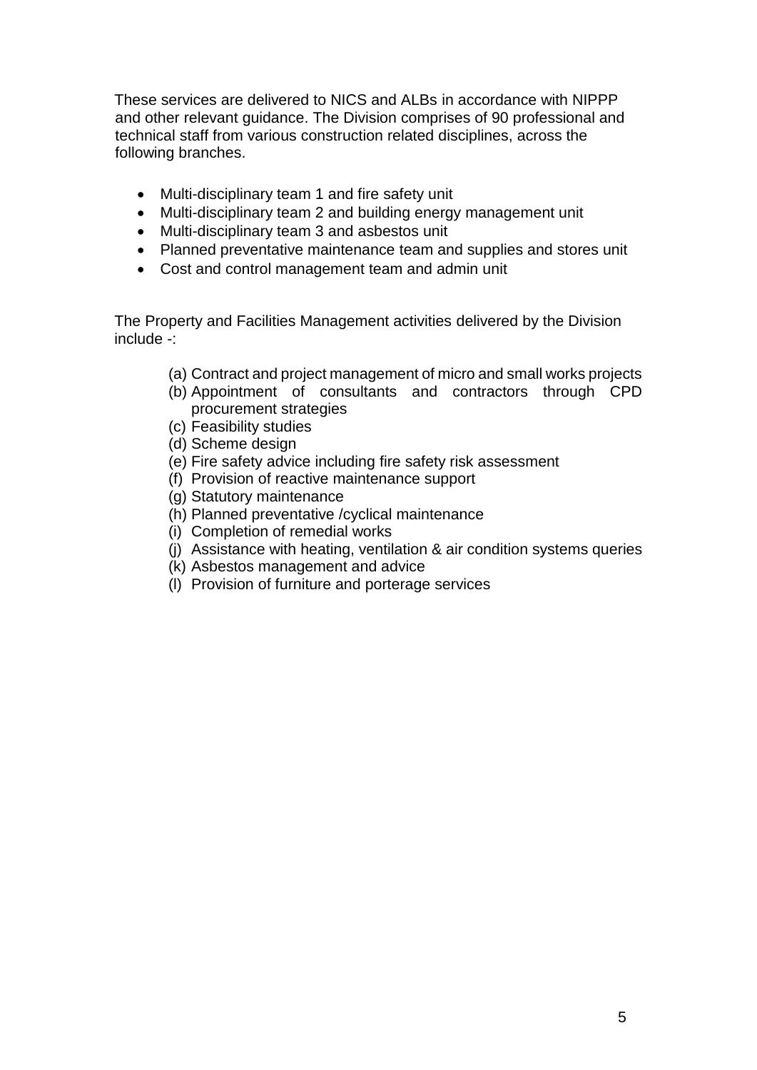These services are delivered to NICS and ALBs in accordance with NIPPP and other relevant guidance. The Division comprises of 90 professional and technical staff from various construction related disciplines, across the following branches.

- Multi-disciplinary team 1 and fire safety unit
- Multi-disciplinary team 2 and building energy management unit
- Multi-disciplinary team 3 and asbestos unit
- Planned preventative maintenance team and supplies and stores unit
- Cost and control management team and admin unit

The Property and Facilities Management activities delivered by the Division include -:

(a) Contract and project management of micro and small works projects
(b) Appointment of consultants and contractors through CPD procurement strategies
(c) Feasibility studies
(d) Scheme design
(e) Fire safety advice including fire safety risk assessment
(f) Provision of reactive maintenance support
(g) Statutory maintenance
(h) Planned preventative /cyclical maintenance
(i) Completion of remedial works
(j) Assistance with heating, ventilation & air condition systems queries
(k) Asbestos management and advice
(l) Provision of furniture and porterage services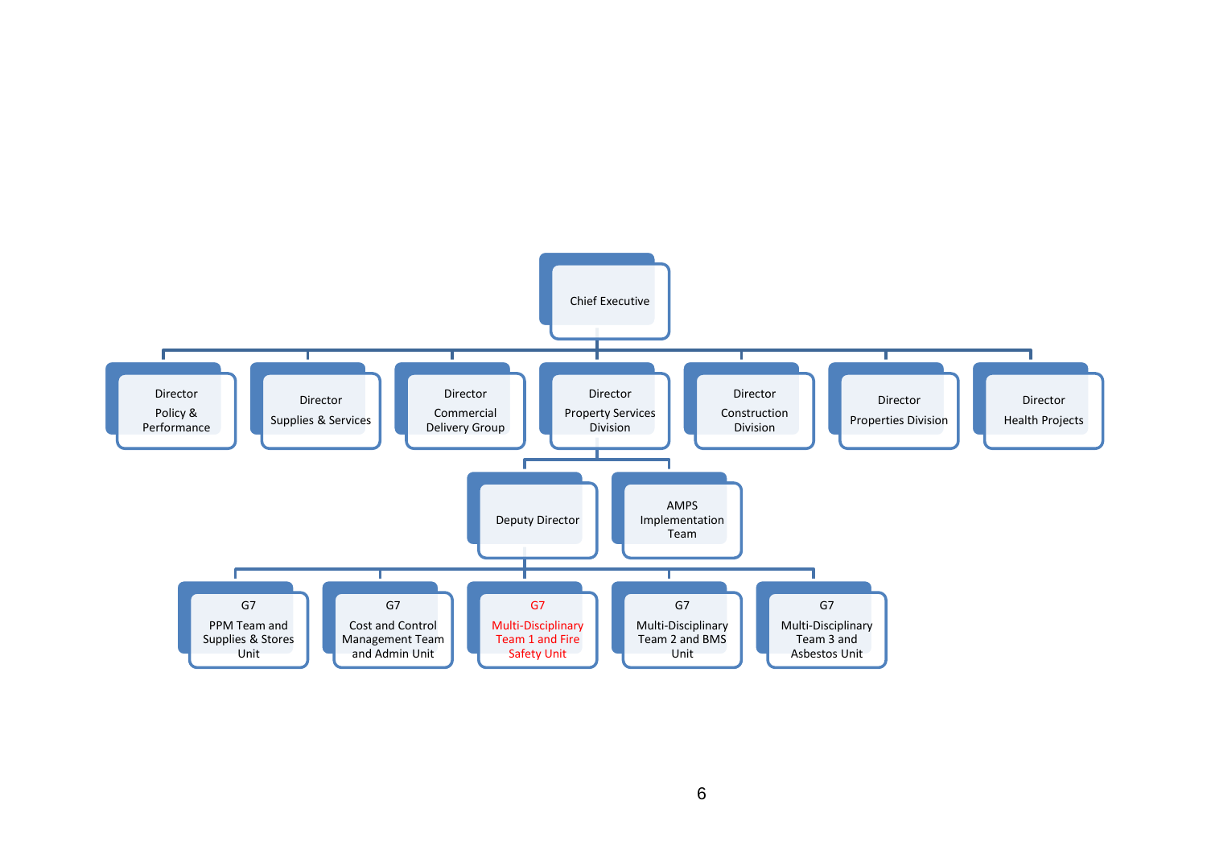- Chief Executive
  - Director Policy & Performance
  - Director Supplies & Services
  - Director Commercial Delivery Group
  - Director Property Services Division
    - Deputy Director
      - G7 PPM Team and Supplies & Stores Unit
      - G7 Cost and Control Management Team and Admin Unit
      - G7 Multi-Disciplinary Team 1 and Fire Safety Unit
      - G7 Multi-Disciplinary Team 2 and BMS Unit
      - G7 Multi-Disciplinary Team 3 and Asbestos Unit
    - AMPS Implementation Team
  - Director Construction Division
  - Director Properties Division
  - Director Health Projects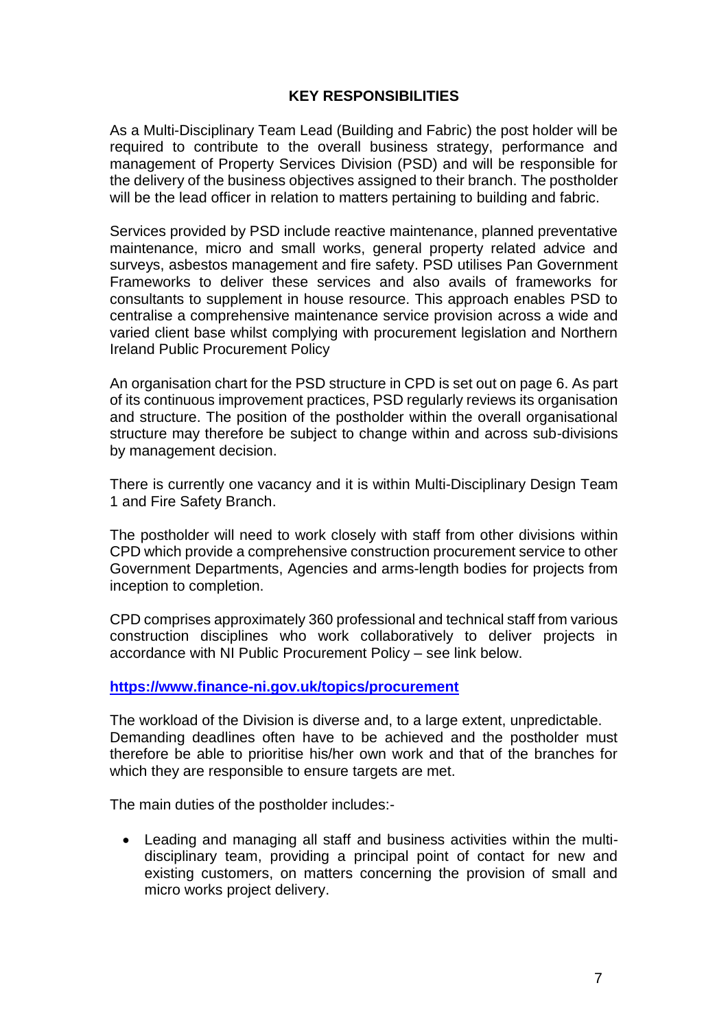## KEY RESPONSIBILITIES

As a Multi-Disciplinary Team Lead (Building and Fabric) the post holder will be required to contribute to the overall business strategy, performance and management of Property Services Division (PSD) and will be responsible for the delivery of the business objectives assigned to their branch. The postholder will be the lead officer in relation to matters pertaining to building and fabric.

Services provided by PSD include reactive maintenance, planned preventative maintenance, micro and small works, general property related advice and surveys, asbestos management and fire safety. PSD utilises Pan Government Frameworks to deliver these services and also avails of frameworks for consultants to supplement in house resource. This approach enables PSD to centralise a comprehensive maintenance service provision across a wide and varied client base whilst complying with procurement legislation and Northern Ireland Public Procurement Policy

An organisation chart for the PSD structure in CPD is set out on page 6. As part of its continuous improvement practices, PSD regularly reviews its organisation and structure. The position of the postholder within the overall organisational structure may therefore be subject to change within and across sub-divisions by management decision.

There is currently one vacancy and it is within Multi-Disciplinary Design Team 1 and Fire Safety Branch.

The postholder will need to work closely with staff from other divisions within CPD which provide a comprehensive construction procurement service to other Government Departments, Agencies and arms-length bodies for projects from inception to completion.

CPD comprises approximately 360 professional and technical staff from various construction disciplines who work collaboratively to deliver projects in accordance with NI Public Procurement Policy – see link below.

**https://www.finance-ni.gov.uk/topics/procurement**

The workload of the Division is diverse and, to a large extent, unpredictable. Demanding deadlines often have to be achieved and the postholder must therefore be able to prioritise his/her own work and that of the branches for which they are responsible to ensure targets are met.

The main duties of the postholder includes:-

- Leading and managing all staff and business activities within the multi-disciplinary team, providing a principal point of contact for new and existing customers, on matters concerning the provision of small and micro works project delivery.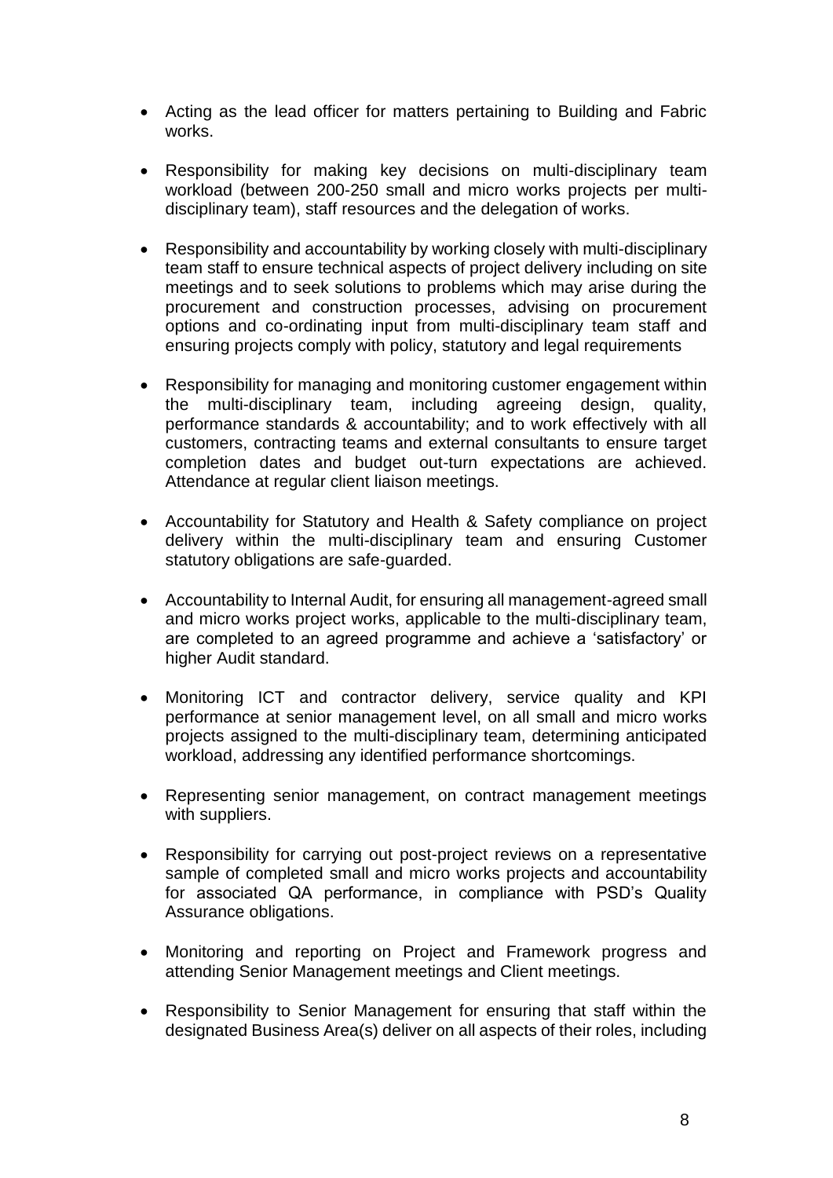- Acting as the lead officer for matters pertaining to Building and Fabric works.
- Responsibility for making key decisions on multi-disciplinary team workload (between 200-250 small and micro works projects per multi-disciplinary team), staff resources and the delegation of works.
- Responsibility and accountability by working closely with multi-disciplinary team staff to ensure technical aspects of project delivery including on site meetings and to seek solutions to problems which may arise during the procurement and construction processes, advising on procurement options and co-ordinating input from multi-disciplinary team staff and ensuring projects comply with policy, statutory and legal requirements
- Responsibility for managing and monitoring customer engagement within the multi-disciplinary team, including agreeing design, quality, performance standards & accountability; and to work effectively with all customers, contracting teams and external consultants to ensure target completion dates and budget out-turn expectations are achieved. Attendance at regular client liaison meetings.
- Accountability for Statutory and Health & Safety compliance on project delivery within the multi-disciplinary team and ensuring Customer statutory obligations are safe-guarded.
- Accountability to Internal Audit, for ensuring all management-agreed small and micro works project works, applicable to the multi-disciplinary team, are completed to an agreed programme and achieve a 'satisfactory' or higher Audit standard.
- Monitoring ICT and contractor delivery, service quality and KPI performance at senior management level, on all small and micro works projects assigned to the multi-disciplinary team, determining anticipated workload, addressing any identified performance shortcomings.
- Representing senior management, on contract management meetings with suppliers.
- Responsibility for carrying out post-project reviews on a representative sample of completed small and micro works projects and accountability for associated QA performance, in compliance with PSD's Quality Assurance obligations.
- Monitoring and reporting on Project and Framework progress and attending Senior Management meetings and Client meetings.
- Responsibility to Senior Management for ensuring that staff within the designated Business Area(s) deliver on all aspects of their roles, including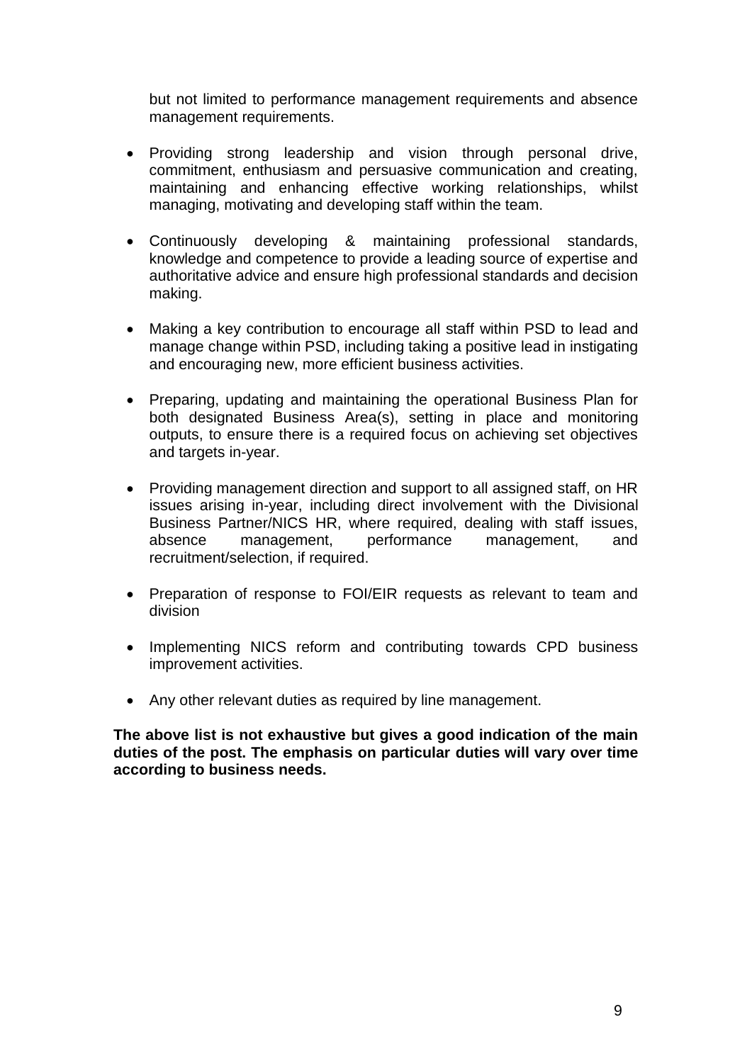but not limited to performance management requirements and absence management requirements.

- Providing strong leadership and vision through personal drive, commitment, enthusiasm and persuasive communication and creating, maintaining and enhancing effective working relationships, whilst managing, motivating and developing staff within the team.

- Continuously developing & maintaining professional standards, knowledge and competence to provide a leading source of expertise and authoritative advice and ensure high professional standards and decision making.

- Making a key contribution to encourage all staff within PSD to lead and manage change within PSD, including taking a positive lead in instigating and encouraging new, more efficient business activities.

- Preparing, updating and maintaining the operational Business Plan for both designated Business Area(s), setting in place and monitoring outputs, to ensure there is a required focus on achieving set objectives and targets in-year.

- Providing management direction and support to all assigned staff, on HR issues arising in-year, including direct involvement with the Divisional Business Partner/NICS HR, where required, dealing with staff issues, absence management, performance management, and recruitment/selection, if required.

- Preparation of response to FOI/EIR requests as relevant to team and division

- Implementing NICS reform and contributing towards CPD business improvement activities.

- Any other relevant duties as required by line management.

**The above list is not exhaustive but gives a good indication of the main duties of the post. The emphasis on particular duties will vary over time according to business needs.**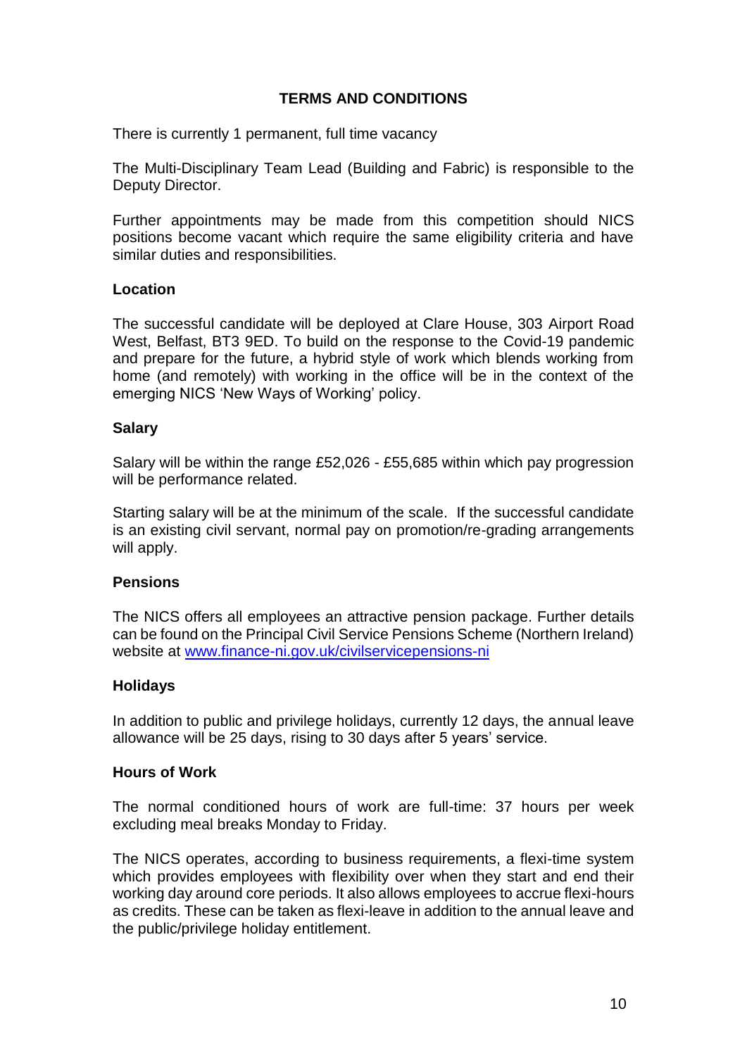## TERMS AND CONDITIONS

There is currently 1 permanent, full time vacancy

The Multi-Disciplinary Team Lead (Building and Fabric) is responsible to the Deputy Director.

Further appointments may be made from this competition should NICS positions become vacant which require the same eligibility criteria and have similar duties and responsibilities.

### Location

The successful candidate will be deployed at Clare House, 303 Airport Road West, Belfast, BT3 9ED. To build on the response to the Covid-19 pandemic and prepare for the future, a hybrid style of work which blends working from home (and remotely) with working in the office will be in the context of the emerging NICS 'New Ways of Working' policy.

### Salary

Salary will be within the range £52,026 - £55,685 within which pay progression will be performance related.

Starting salary will be at the minimum of the scale. If the successful candidate is an existing civil servant, normal pay on promotion/re-grading arrangements will apply.

### Pensions

The NICS offers all employees an attractive pension package. Further details can be found on the Principal Civil Service Pensions Scheme (Northern Ireland) website at [www.finance-ni.gov.uk/civilservicepensions-ni](http://www.finance-ni.gov.uk/civilservicepensions-ni)

### Holidays

In addition to public and privilege holidays, currently 12 days, the annual leave allowance will be 25 days, rising to 30 days after 5 years' service.

### Hours of Work

The normal conditioned hours of work are full-time: 37 hours per week excluding meal breaks Monday to Friday.

The NICS operates, according to business requirements, a flexi-time system which provides employees with flexibility over when they start and end their working day around core periods. It also allows employees to accrue flexi-hours as credits. These can be taken as flexi-leave in addition to the annual leave and the public/privilege holiday entitlement.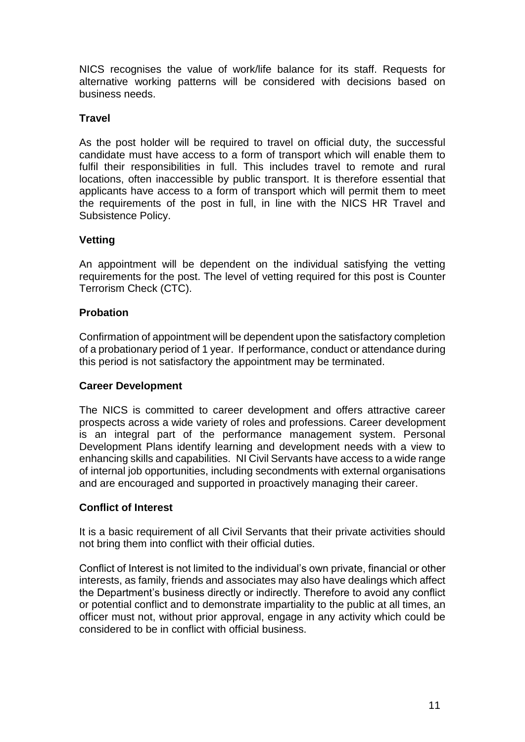NICS recognises the value of work/life balance for its staff. Requests for alternative working patterns will be considered with decisions based on business needs.

**Travel**

As the post holder will be required to travel on official duty, the successful candidate must have access to a form of transport which will enable them to fulfil their responsibilities in full. This includes travel to remote and rural locations, often inaccessible by public transport. It is therefore essential that applicants have access to a form of transport which will permit them to meet the requirements of the post in full, in line with the NICS HR Travel and Subsistence Policy.

**Vetting**

An appointment will be dependent on the individual satisfying the vetting requirements for the post. The level of vetting required for this post is Counter Terrorism Check (CTC).

**Probation**

Confirmation of appointment will be dependent upon the satisfactory completion of a probationary period of 1 year. If performance, conduct or attendance during this period is not satisfactory the appointment may be terminated.

**Career Development**

The NICS is committed to career development and offers attractive career prospects across a wide variety of roles and professions. Career development is an integral part of the performance management system. Personal Development Plans identify learning and development needs with a view to enhancing skills and capabilities. NI Civil Servants have access to a wide range of internal job opportunities, including secondments with external organisations and are encouraged and supported in proactively managing their career.

**Conflict of Interest**

It is a basic requirement of all Civil Servants that their private activities should not bring them into conflict with their official duties.

Conflict of Interest is not limited to the individual's own private, financial or other interests, as family, friends and associates may also have dealings which affect the Department's business directly or indirectly. Therefore to avoid any conflict or potential conflict and to demonstrate impartiality to the public at all times, an officer must not, without prior approval, engage in any activity which could be considered to be in conflict with official business.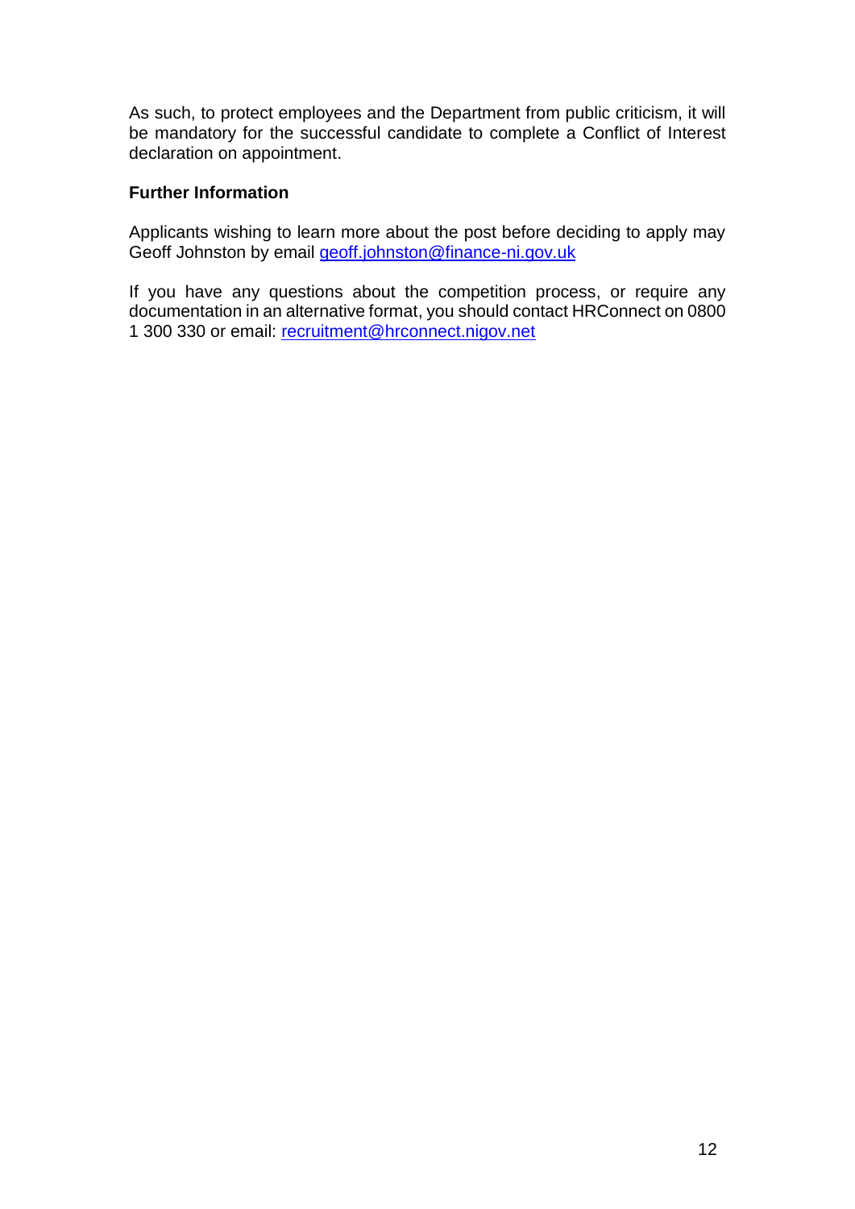As such, to protect employees and the Department from public criticism, it will be mandatory for the successful candidate to complete a Conflict of Interest declaration on appointment.

**Further Information**

Applicants wishing to learn more about the post before deciding to apply may Geoff Johnston by email geoff.johnston@finance-ni.gov.uk

If you have any questions about the competition process, or require any documentation in an alternative format, you should contact HRConnect on 0800 1 300 330 or email: recruitment@hrconnect.nigov.net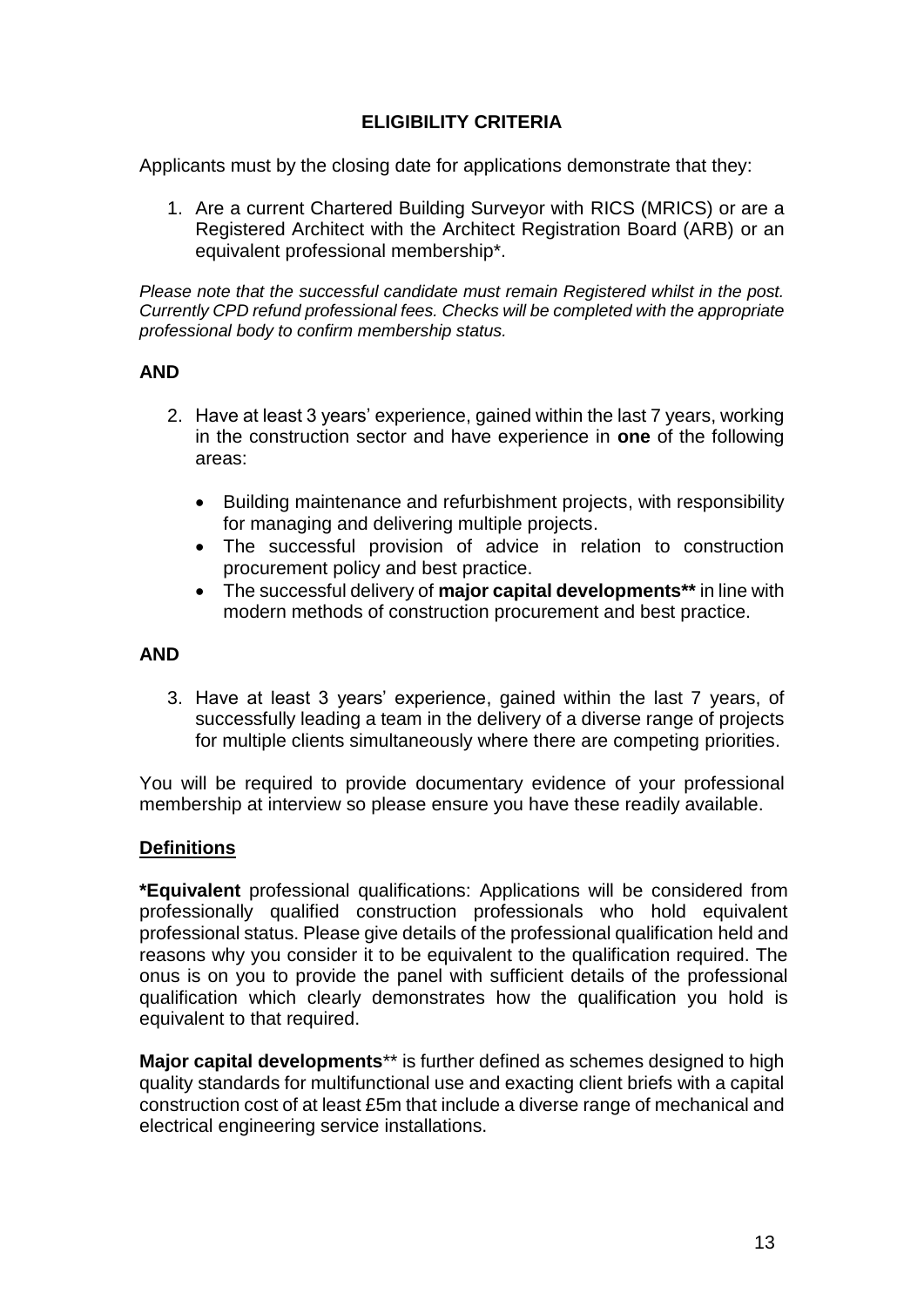## ELIGIBILITY CRITERIA

Applicants must by the closing date for applications demonstrate that they:

1. Are a current Chartered Building Surveyor with RICS (MRICS) or are a Registered Architect with the Architect Registration Board (ARB) or an equivalent professional membership*.

*Please note that the successful candidate must remain Registered whilst in the post. Currently CPD refund professional fees. Checks will be completed with the appropriate professional body to confirm membership status.*

**AND**

2. Have at least 3 years' experience, gained within the last 7 years, working in the construction sector and have experience in **one** of the following areas:

   - Building maintenance and refurbishment projects, with responsibility for managing and delivering multiple projects.
   - The successful provision of advice in relation to construction procurement policy and best practice.
   - The successful delivery of **major capital developments**** in line with modern methods of construction procurement and best practice.

**AND**

3. Have at least 3 years' experience, gained within the last 7 years, of successfully leading a team in the delivery of a diverse range of projects for multiple clients simultaneously where there are competing priorities.

You will be required to provide documentary evidence of your professional membership at interview so please ensure you have these readily available.

**Definitions**

***Equivalent** professional qualifications: Applications will be considered from professionally qualified construction professionals who hold equivalent professional status. Please give details of the professional qualification held and reasons why you consider it to be equivalent to the qualification required. The onus is on you to provide the panel with sufficient details of the professional qualification which clearly demonstrates how the qualification you hold is equivalent to that required.

**Major capital developments**** is further defined as schemes designed to high quality standards for multifunctional use and exacting client briefs with a capital construction cost of at least £5m that include a diverse range of mechanical and electrical engineering service installations.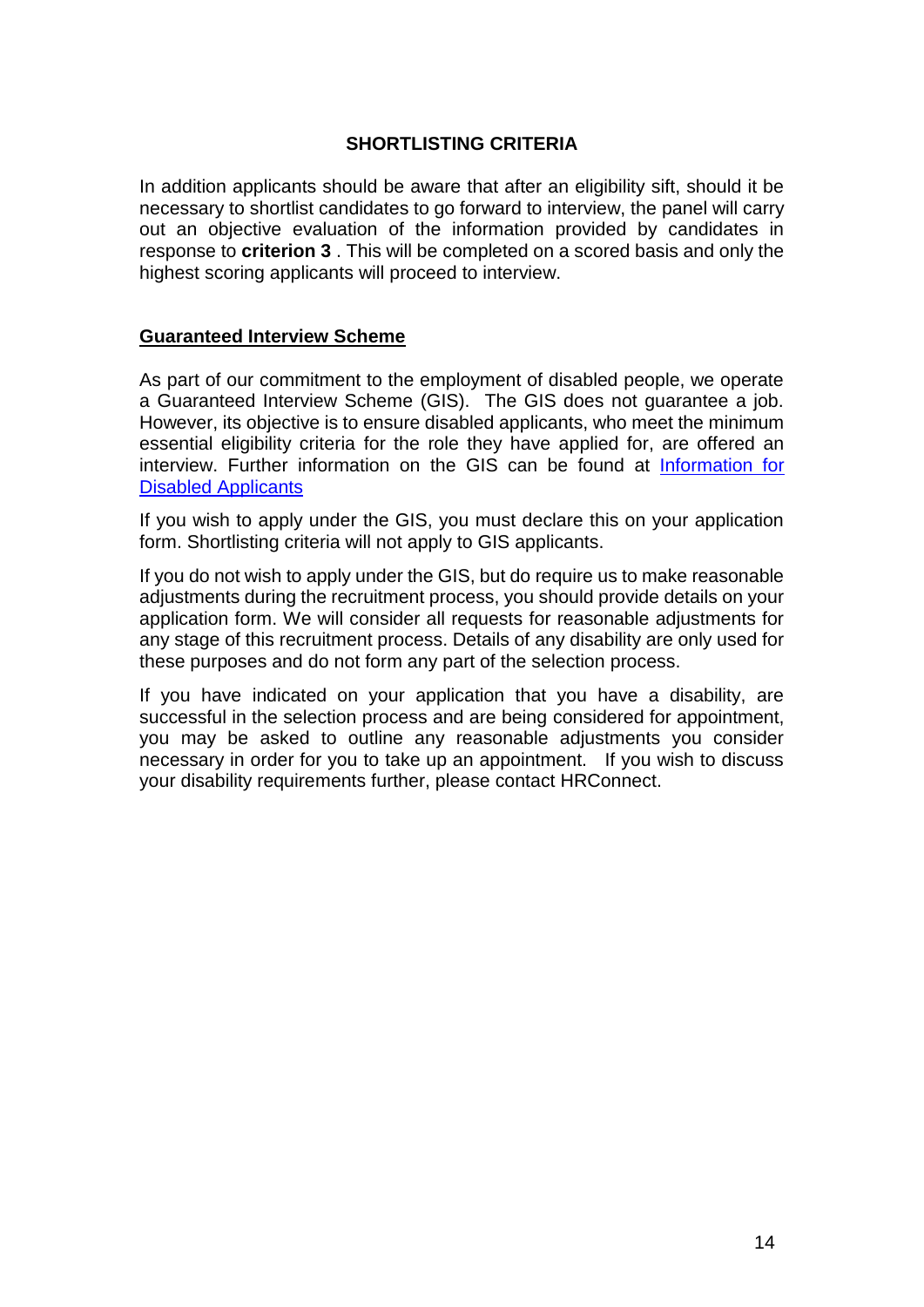## SHORTLISTING CRITERIA

In addition applicants should be aware that after an eligibility sift, should it be necessary to shortlist candidates to go forward to interview, the panel will carry out an objective evaluation of the information provided by candidates in response to **criterion 3** . This will be completed on a scored basis and only the highest scoring applicants will proceed to interview.

### Guaranteed Interview Scheme

As part of our commitment to the employment of disabled people, we operate a Guaranteed Interview Scheme (GIS). The GIS does not guarantee a job. However, its objective is to ensure disabled applicants, who meet the minimum essential eligibility criteria for the role they have applied for, are offered an interview. Further information on the GIS can be found at Information for Disabled Applicants

If you wish to apply under the GIS, you must declare this on your application form. Shortlisting criteria will not apply to GIS applicants.

If you do not wish to apply under the GIS, but do require us to make reasonable adjustments during the recruitment process, you should provide details on your application form. We will consider all requests for reasonable adjustments for any stage of this recruitment process. Details of any disability are only used for these purposes and do not form any part of the selection process.

If you have indicated on your application that you have a disability, are successful in the selection process and are being considered for appointment, you may be asked to outline any reasonable adjustments you consider necessary in order for you to take up an appointment. If you wish to discuss your disability requirements further, please contact HRConnect.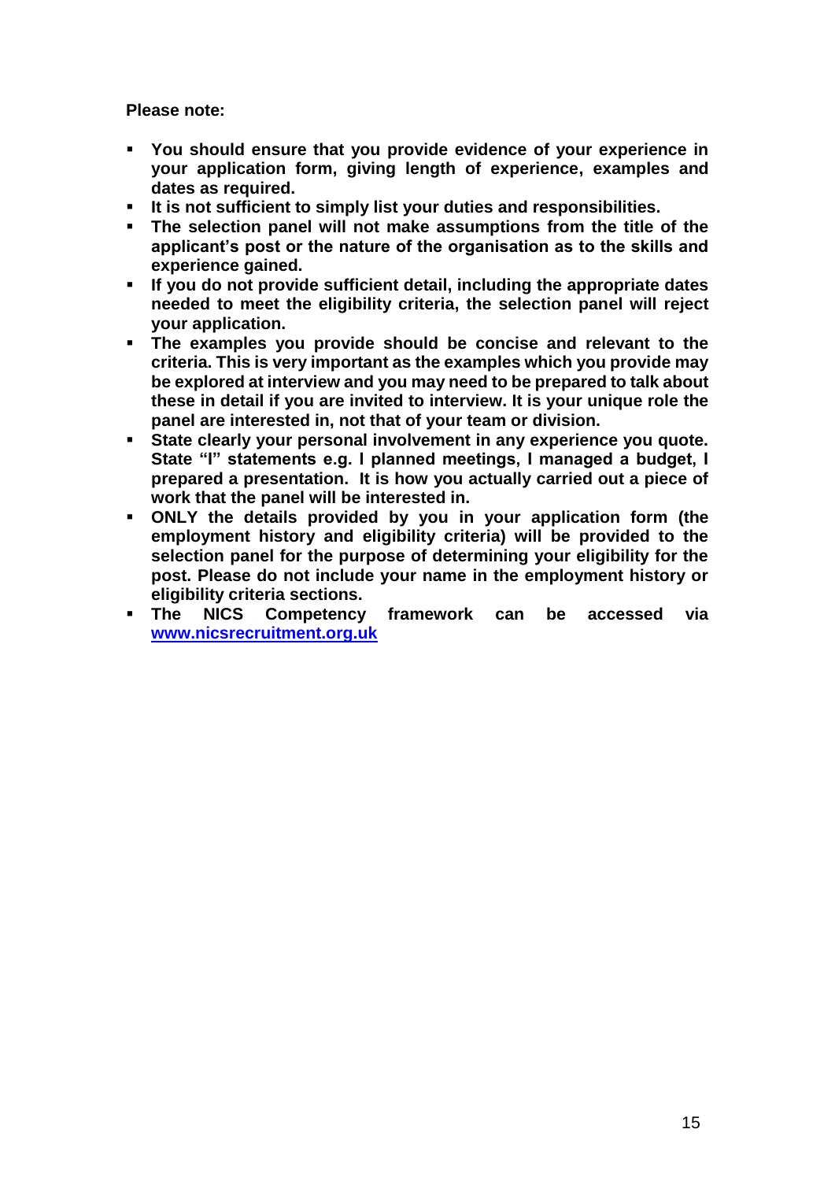**Please note:**

- **You should ensure that you provide evidence of your experience in your application form, giving length of experience, examples and dates as required.**
- **It is not sufficient to simply list your duties and responsibilities.**
- **The selection panel will not make assumptions from the title of the applicant's post or the nature of the organisation as to the skills and experience gained.**
- **If you do not provide sufficient detail, including the appropriate dates needed to meet the eligibility criteria, the selection panel will reject your application.**
- **The examples you provide should be concise and relevant to the criteria. This is very important as the examples which you provide may be explored at interview and you may need to be prepared to talk about these in detail if you are invited to interview. It is your unique role the panel are interested in, not that of your team or division.**
- **State clearly your personal involvement in any experience you quote. State "I" statements e.g. I planned meetings, I managed a budget, I prepared a presentation. It is how you actually carried out a piece of work that the panel will be interested in.**
- **ONLY the details provided by you in your application form (the employment history and eligibility criteria) will be provided to the selection panel for the purpose of determining your eligibility for the post. Please do not include your name in the employment history or eligibility criteria sections.**
- **The NICS Competency framework can be accessed via [www.nicsrecruitment.org.uk](www.nicsrecruitment.org.uk)**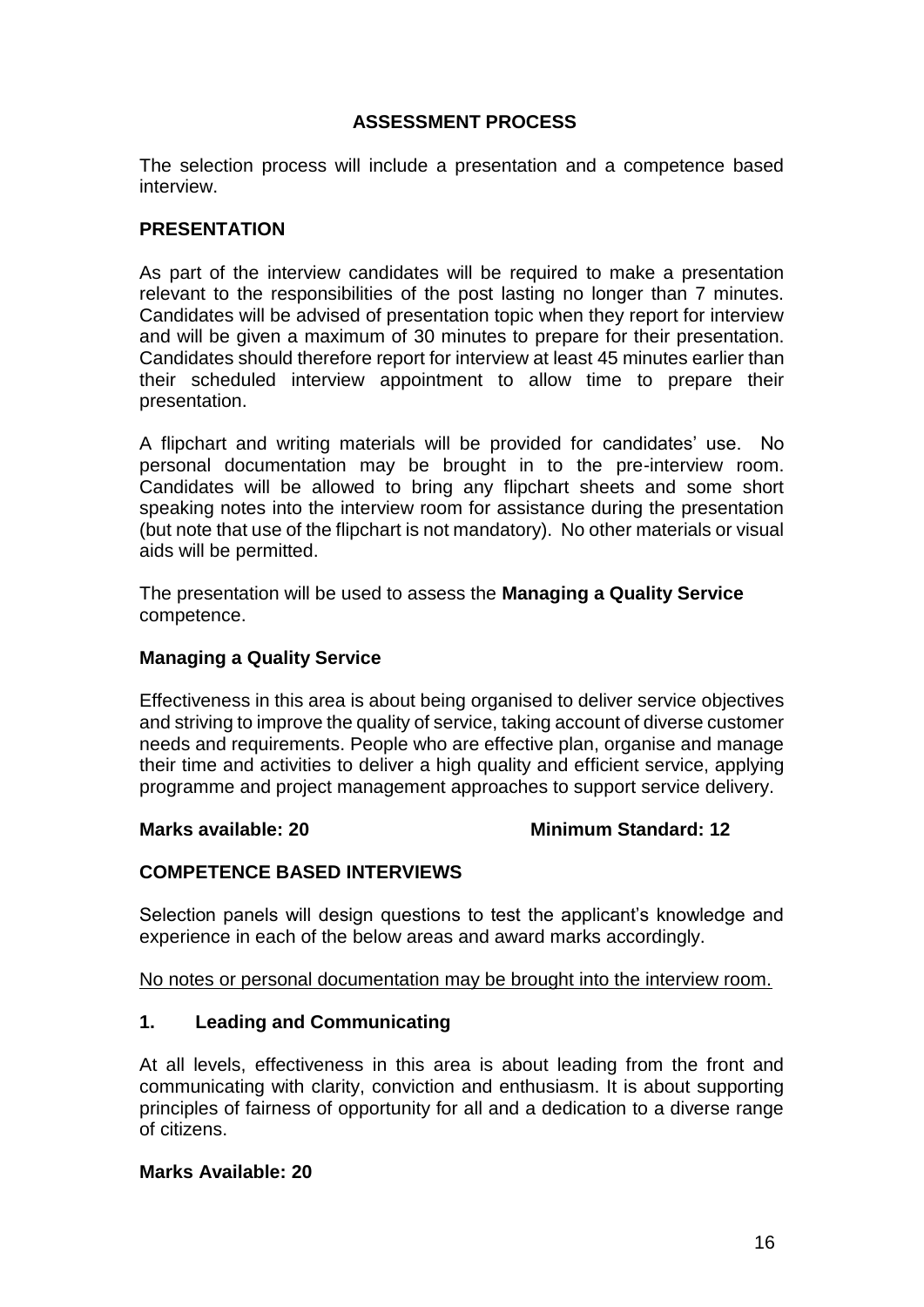## ASSESSMENT PROCESS

The selection process will include a presentation and a competence based interview.

### PRESENTATION

As part of the interview candidates will be required to make a presentation relevant to the responsibilities of the post lasting no longer than 7 minutes. Candidates will be advised of presentation topic when they report for interview and will be given a maximum of 30 minutes to prepare for their presentation. Candidates should therefore report for interview at least 45 minutes earlier than their scheduled interview appointment to allow time to prepare their presentation.

A flipchart and writing materials will be provided for candidates' use. No personal documentation may be brought in to the pre-interview room. Candidates will be allowed to bring any flipchart sheets and some short speaking notes into the interview room for assistance during the presentation (but note that use of the flipchart is not mandatory). No other materials or visual aids will be permitted.

The presentation will be used to assess the **Managing a Quality Service** competence.

### Managing a Quality Service

Effectiveness in this area is about being organised to deliver service objectives and striving to improve the quality of service, taking account of diverse customer needs and requirements. People who are effective plan, organise and manage their time and activities to deliver a high quality and efficient service, applying programme and project management approaches to support service delivery.

**Marks available: 20** **Minimum Standard: 12**

### COMPETENCE BASED INTERVIEWS

Selection panels will design questions to test the applicant's knowledge and experience in each of the below areas and award marks accordingly.

<u>No notes or personal documentation may be brought into the interview room.</u>

### 1. Leading and Communicating

At all levels, effectiveness in this area is about leading from the front and communicating with clarity, conviction and enthusiasm. It is about supporting principles of fairness of opportunity for all and a dedication to a diverse range of citizens.

**Marks Available: 20**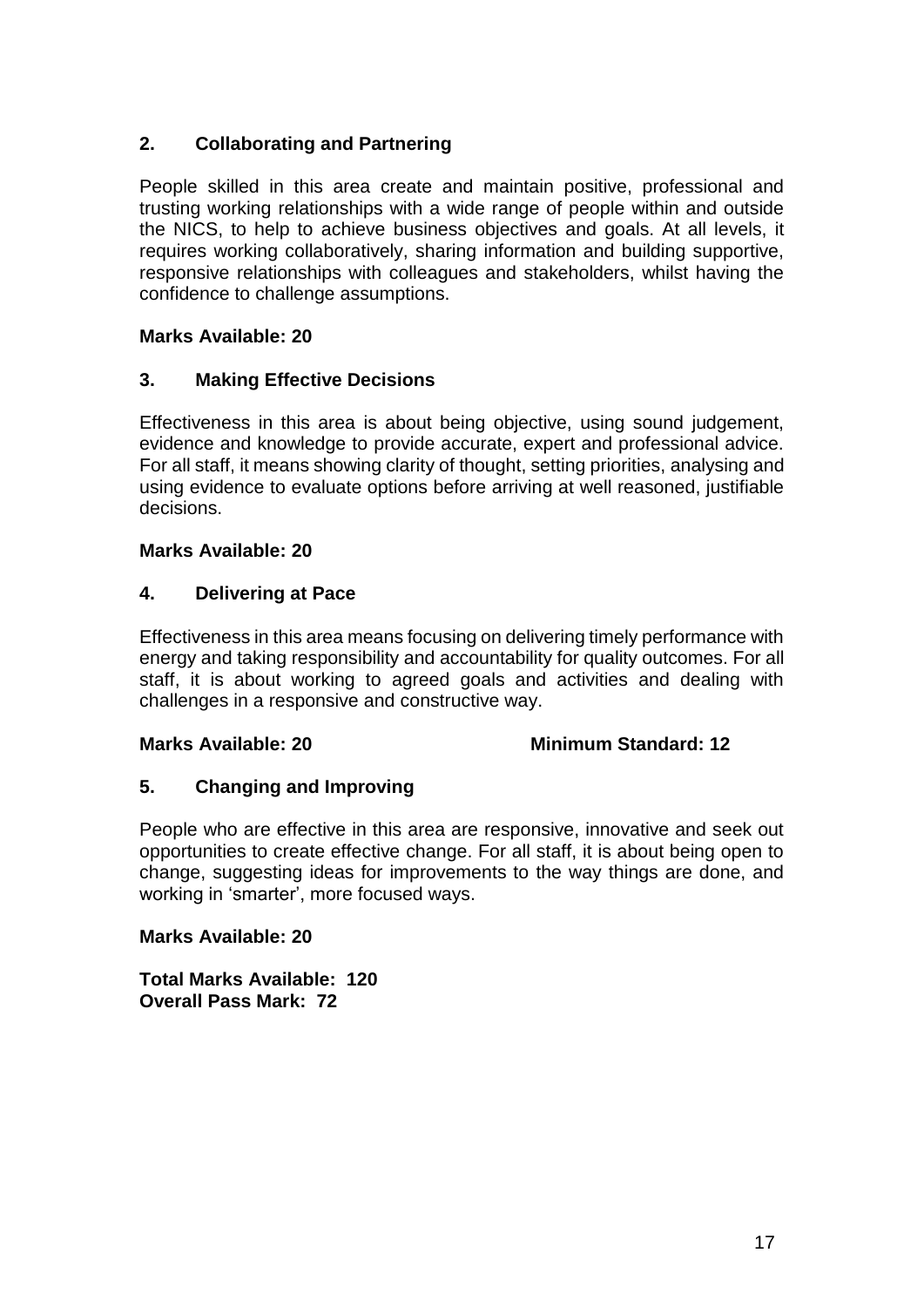### 2. Collaborating and Partnering

People skilled in this area create and maintain positive, professional and trusting working relationships with a wide range of people within and outside the NICS, to help to achieve business objectives and goals. At all levels, it requires working collaboratively, sharing information and building supportive, responsive relationships with colleagues and stakeholders, whilst having the confidence to challenge assumptions.

**Marks Available: 20**

### 3. Making Effective Decisions

Effectiveness in this area is about being objective, using sound judgement, evidence and knowledge to provide accurate, expert and professional advice. For all staff, it means showing clarity of thought, setting priorities, analysing and using evidence to evaluate options before arriving at well reasoned, justifiable decisions.

**Marks Available: 20**

### 4. Delivering at Pace

Effectiveness in this area means focusing on delivering timely performance with energy and taking responsibility and accountability for quality outcomes. For all staff, it is about working to agreed goals and activities and dealing with challenges in a responsive and constructive way.

**Marks Available: 20** **Minimum Standard: 12**

### 5. Changing and Improving

People who are effective in this area are responsive, innovative and seek out opportunities to create effective change. For all staff, it is about being open to change, suggesting ideas for improvements to the way things are done, and working in 'smarter', more focused ways.

**Marks Available: 20**

**Total Marks Available: 120**
**Overall Pass Mark: 72**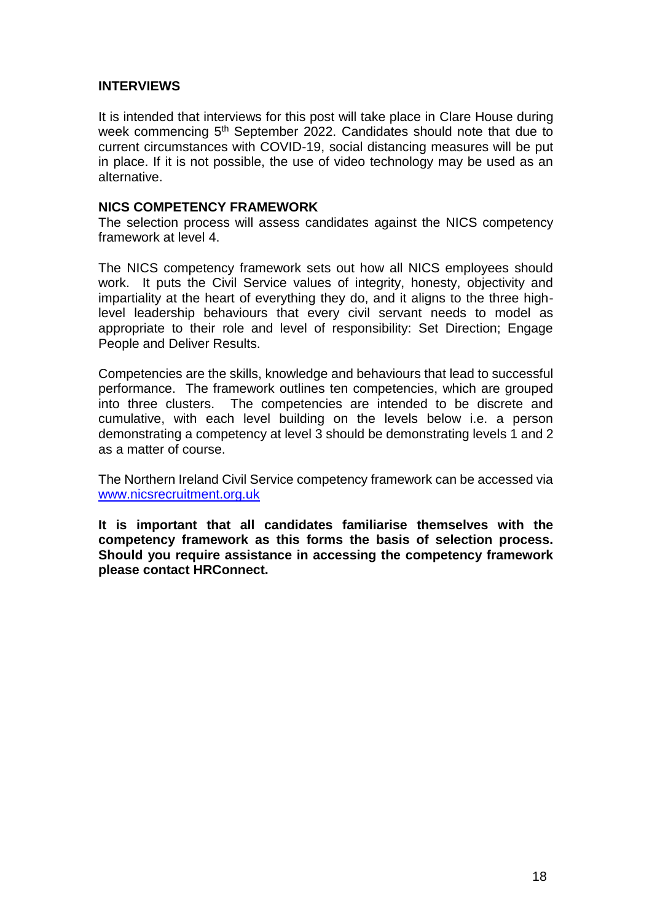## INTERVIEWS

It is intended that interviews for this post will take place in Clare House during week commencing 5th September 2022. Candidates should note that due to current circumstances with COVID-19, social distancing measures will be put in place. If it is not possible, the use of video technology may be used as an alternative.

## NICS COMPETENCY FRAMEWORK

The selection process will assess candidates against the NICS competency framework at level 4.

The NICS competency framework sets out how all NICS employees should work. It puts the Civil Service values of integrity, honesty, objectivity and impartiality at the heart of everything they do, and it aligns to the three high-level leadership behaviours that every civil servant needs to model as appropriate to their role and level of responsibility: Set Direction; Engage People and Deliver Results.

Competencies are the skills, knowledge and behaviours that lead to successful performance. The framework outlines ten competencies, which are grouped into three clusters. The competencies are intended to be discrete and cumulative, with each level building on the levels below i.e. a person demonstrating a competency at level 3 should be demonstrating levels 1 and 2 as a matter of course.

The Northern Ireland Civil Service competency framework can be accessed via [www.nicsrecruitment.org.uk](http://www.nicsrecruitment.org.uk)

**It is important that all candidates familiarise themselves with the competency framework as this forms the basis of selection process. Should you require assistance in accessing the competency framework please contact HRConnect.**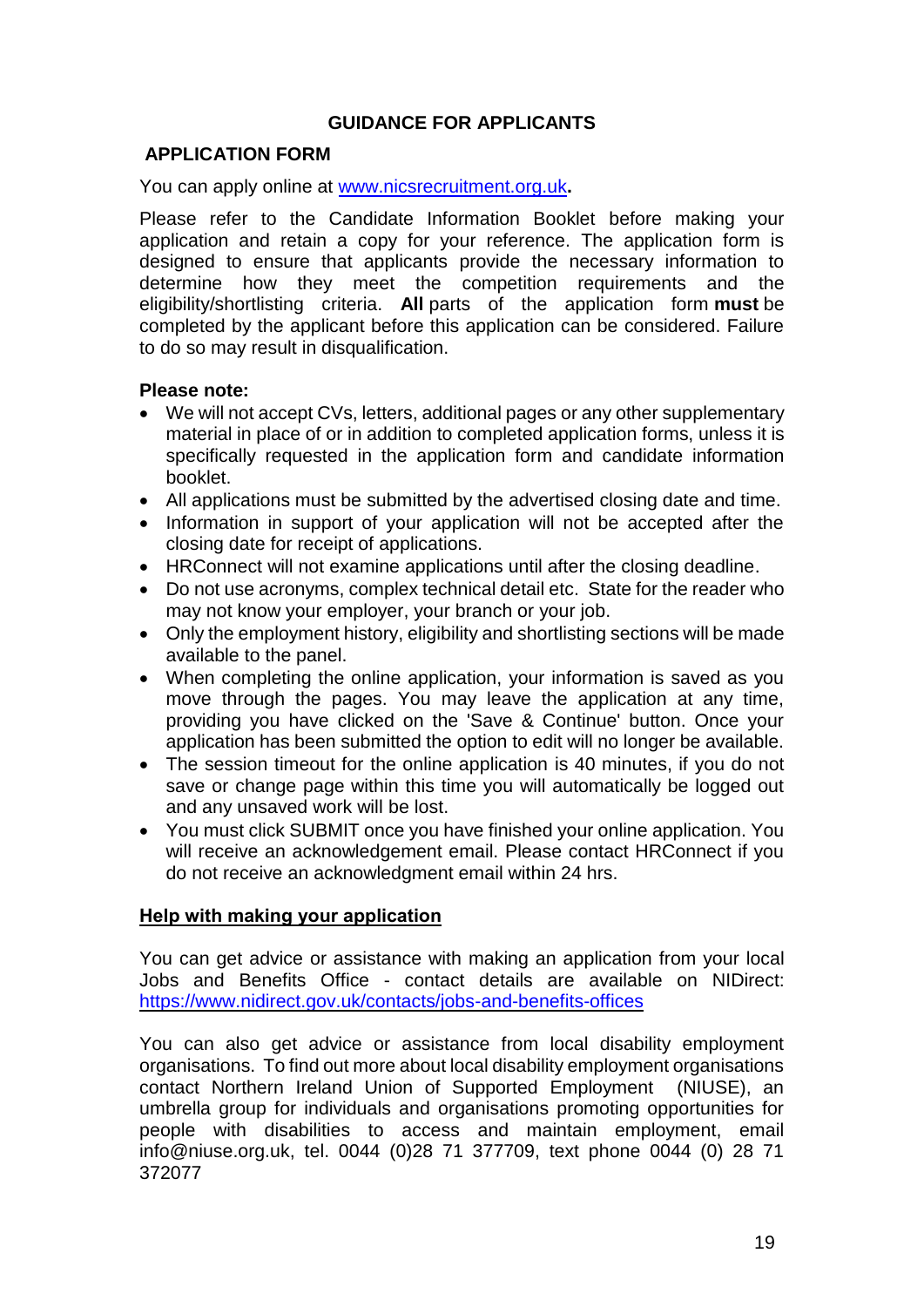# GUIDANCE FOR APPLICANTS

## APPLICATION FORM

You can apply online at [www.nicsrecruitment.org.uk](http://www.nicsrecruitment.org.uk)**.**

Please refer to the Candidate Information Booklet before making your application and retain a copy for your reference. The application form is designed to ensure that applicants provide the necessary information to determine how they meet the competition requirements and the eligibility/shortlisting criteria. **All** parts of the application form **must** be completed by the applicant before this application can be considered. Failure to do so may result in disqualification.

**Please note:**

- We will not accept CVs, letters, additional pages or any other supplementary material in place of or in addition to completed application forms, unless it is specifically requested in the application form and candidate information booklet.
- All applications must be submitted by the advertised closing date and time.
- Information in support of your application will not be accepted after the closing date for receipt of applications.
- HRConnect will not examine applications until after the closing deadline.
- Do not use acronyms, complex technical detail etc. State for the reader who may not know your employer, your branch or your job.
- Only the employment history, eligibility and shortlisting sections will be made available to the panel.
- When completing the online application, your information is saved as you move through the pages. You may leave the application at any time, providing you have clicked on the 'Save & Continue' button. Once your application has been submitted the option to edit will no longer be available.
- The session timeout for the online application is 40 minutes, if you do not save or change page within this time you will automatically be logged out and any unsaved work will be lost.
- You must click SUBMIT once you have finished your online application. You will receive an acknowledgement email. Please contact HRConnect if you do not receive an acknowledgment email within 24 hrs.

### Help with making your application

You can get advice or assistance with making an application from your local Jobs and Benefits Office - contact details are available on NIDirect: [https://www.nidirect.gov.uk/contacts/jobs-and-benefits-offices](https://www.nidirect.gov.uk/contacts/jobs-and-benefits-offices)

You can also get advice or assistance from local disability employment organisations. To find out more about local disability employment organisations contact Northern Ireland Union of Supported Employment (NIUSE), an umbrella group for individuals and organisations promoting opportunities for people with disabilities to access and maintain employment, email info@niuse.org.uk, tel. 0044 (0)28 71 377709, text phone 0044 (0) 28 71 372077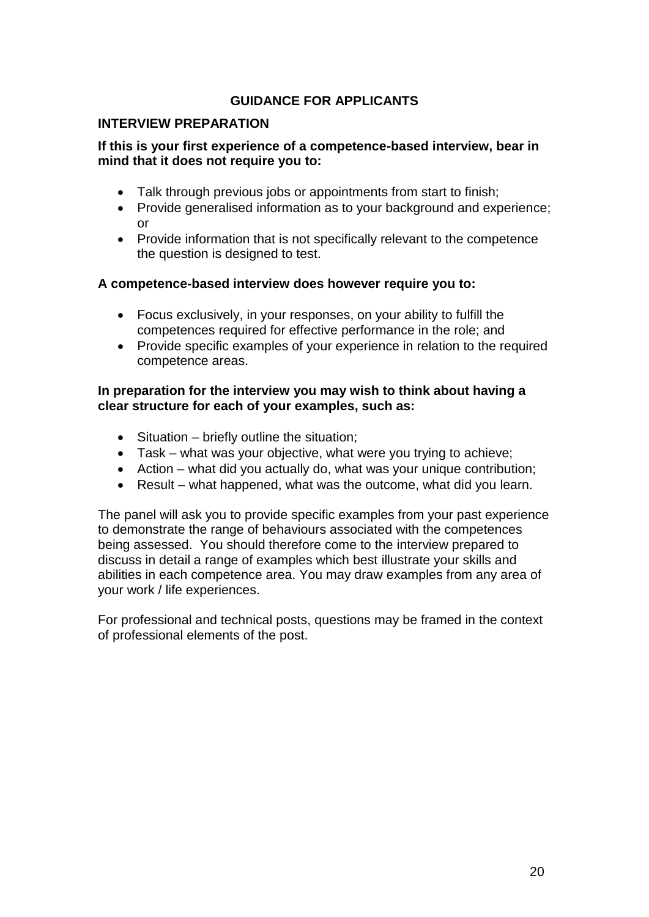## GUIDANCE FOR APPLICANTS

### INTERVIEW PREPARATION

**If this is your first experience of a competence-based interview, bear in mind that it does not require you to:**

- Talk through previous jobs or appointments from start to finish;
- Provide generalised information as to your background and experience; or
- Provide information that is not specifically relevant to the competence the question is designed to test.

**A competence-based interview does however require you to:**

- Focus exclusively, in your responses, on your ability to fulfill the competences required for effective performance in the role; and
- Provide specific examples of your experience in relation to the required competence areas.

**In preparation for the interview you may wish to think about having a clear structure for each of your examples, such as:**

- Situation – briefly outline the situation;
- Task – what was your objective, what were you trying to achieve;
- Action – what did you actually do, what was your unique contribution;
- Result – what happened, what was the outcome, what did you learn.

The panel will ask you to provide specific examples from your past experience to demonstrate the range of behaviours associated with the competences being assessed. You should therefore come to the interview prepared to discuss in detail a range of examples which best illustrate your skills and abilities in each competence area. You may draw examples from any area of your work / life experiences.

For professional and technical posts, questions may be framed in the context of professional elements of the post.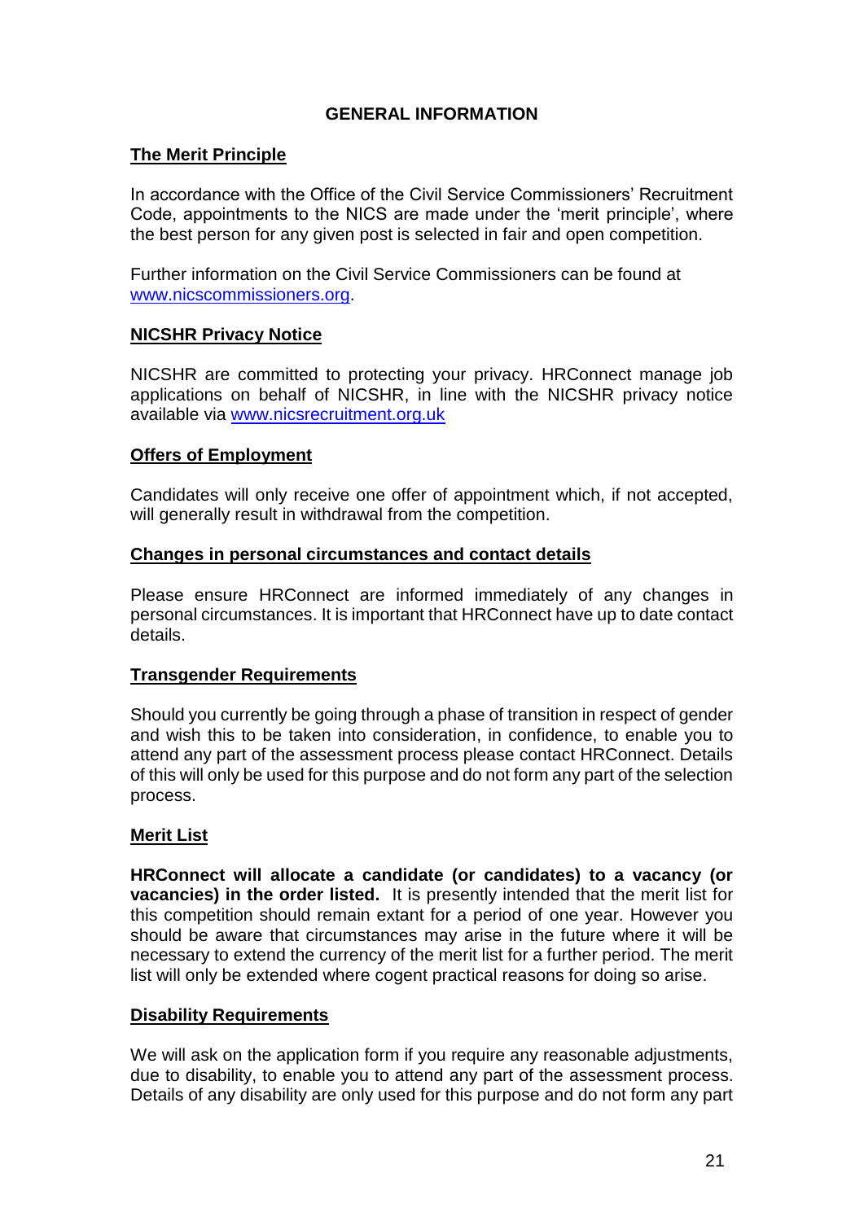## GENERAL INFORMATION

### The Merit Principle

In accordance with the Office of the Civil Service Commissioners' Recruitment Code, appointments to the NICS are made under the 'merit principle', where the best person for any given post is selected in fair and open competition.

Further information on the Civil Service Commissioners can be found at [www.nicscommissioners.org](http://www.nicscommissioners.org).

### NICSHR Privacy Notice

NICSHR are committed to protecting your privacy. HRConnect manage job applications on behalf of NICSHR, in line with the NICSHR privacy notice available via [www.nicsrecruitment.org.uk](http://www.nicsrecruitment.org.uk)

### Offers of Employment

Candidates will only receive one offer of appointment which, if not accepted, will generally result in withdrawal from the competition.

### Changes in personal circumstances and contact details

Please ensure HRConnect are informed immediately of any changes in personal circumstances. It is important that HRConnect have up to date contact details.

### Transgender Requirements

Should you currently be going through a phase of transition in respect of gender and wish this to be taken into consideration, in confidence, to enable you to attend any part of the assessment process please contact HRConnect. Details of this will only be used for this purpose and do not form any part of the selection process.

### Merit List

**HRConnect will allocate a candidate (or candidates) to a vacancy (or vacancies) in the order listed.** It is presently intended that the merit list for this competition should remain extant for a period of one year. However you should be aware that circumstances may arise in the future where it will be necessary to extend the currency of the merit list for a further period. The merit list will only be extended where cogent practical reasons for doing so arise.

### Disability Requirements

We will ask on the application form if you require any reasonable adjustments, due to disability, to enable you to attend any part of the assessment process. Details of any disability are only used for this purpose and do not form any part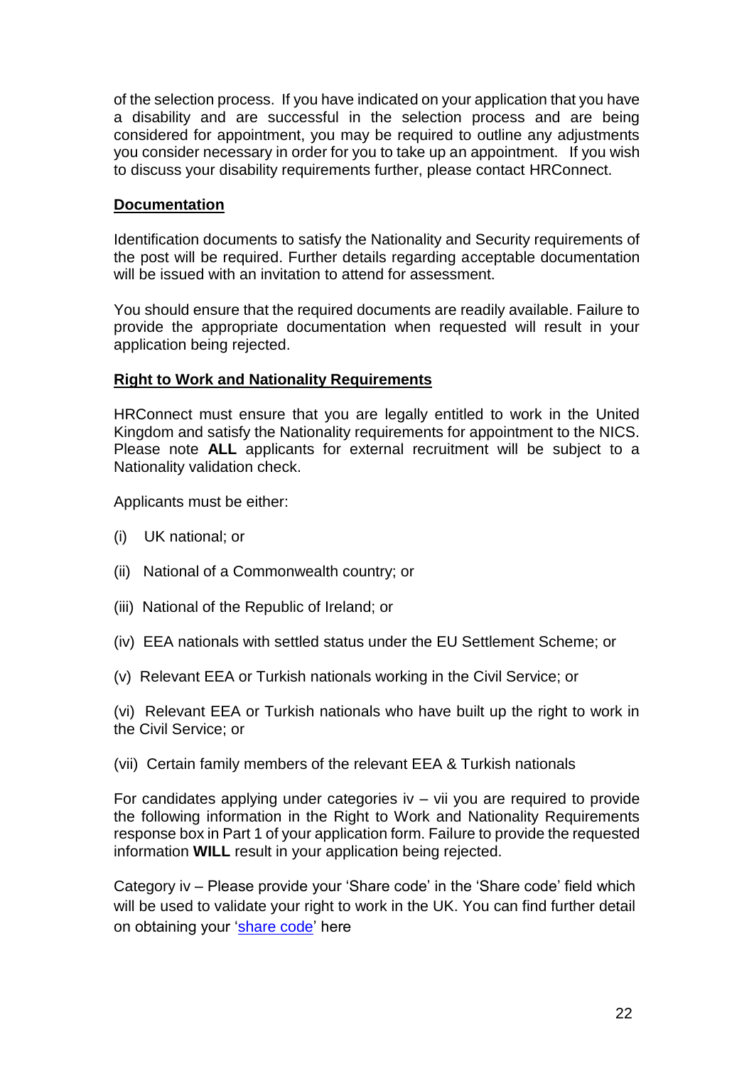of the selection process. If you have indicated on your application that you have a disability and are successful in the selection process and are being considered for appointment, you may be required to outline any adjustments you consider necessary in order for you to take up an appointment. If you wish to discuss your disability requirements further, please contact HRConnect.

## Documentation

Identification documents to satisfy the Nationality and Security requirements of the post will be required. Further details regarding acceptable documentation will be issued with an invitation to attend for assessment.

You should ensure that the required documents are readily available. Failure to provide the appropriate documentation when requested will result in your application being rejected.

## Right to Work and Nationality Requirements

HRConnect must ensure that you are legally entitled to work in the United Kingdom and satisfy the Nationality requirements for appointment to the NICS. Please note **ALL** applicants for external recruitment will be subject to a Nationality validation check.

Applicants must be either:

(i) UK national; or

(ii) National of a Commonwealth country; or

(iii) National of the Republic of Ireland; or

(iv) EEA nationals with settled status under the EU Settlement Scheme; or

(v) Relevant EEA or Turkish nationals working in the Civil Service; or

(vi) Relevant EEA or Turkish nationals who have built up the right to work in the Civil Service; or

(vii) Certain family members of the relevant EEA & Turkish nationals

For candidates applying under categories iv – vii you are required to provide the following information in the Right to Work and Nationality Requirements response box in Part 1 of your application form. Failure to provide the requested information **WILL** result in your application being rejected.

Category iv – Please provide your 'Share code' in the 'Share code' field which will be used to validate your right to work in the UK. You can find further detail on obtaining your 'share code' here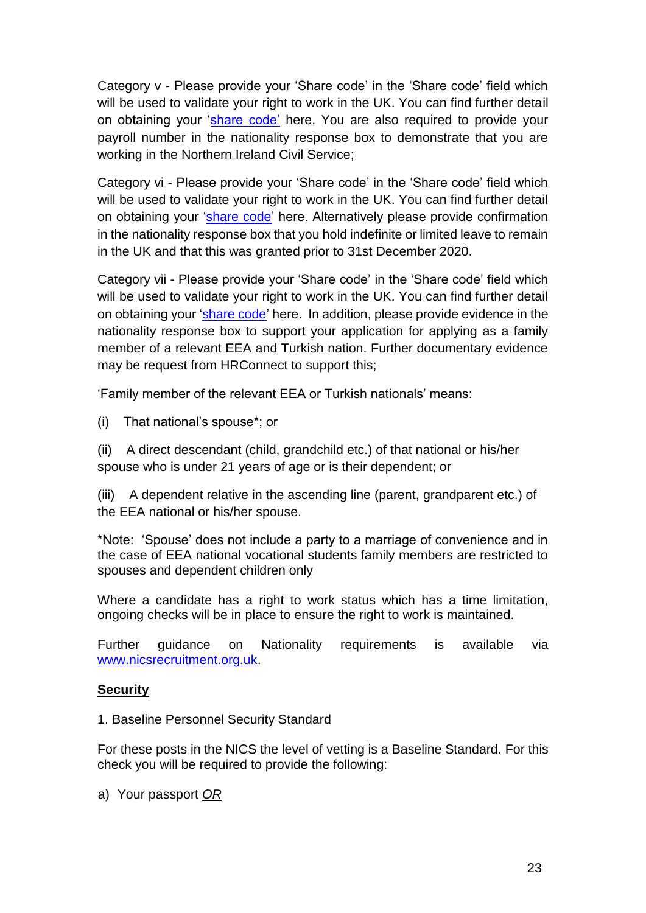Category v - Please provide your 'Share code' in the 'Share code' field which will be used to validate your right to work in the UK. You can find further detail on obtaining your 'share code' here. You are also required to provide your payroll number in the nationality response box to demonstrate that you are working in the Northern Ireland Civil Service;

Category vi - Please provide your 'Share code' in the 'Share code' field which will be used to validate your right to work in the UK. You can find further detail on obtaining your 'share code' here. Alternatively please provide confirmation in the nationality response box that you hold indefinite or limited leave to remain in the UK and that this was granted prior to 31st December 2020.

Category vii - Please provide your 'Share code' in the 'Share code' field which will be used to validate your right to work in the UK. You can find further detail on obtaining your 'share code' here. In addition, please provide evidence in the nationality response box to support your application for applying as a family member of a relevant EEA and Turkish nation. Further documentary evidence may be request from HRConnect to support this;

'Family member of the relevant EEA or Turkish nationals' means:

(i) That national's spouse*; or

(ii) A direct descendant (child, grandchild etc.) of that national or his/her spouse who is under 21 years of age or is their dependent; or

(iii) A dependent relative in the ascending line (parent, grandparent etc.) of the EEA national or his/her spouse.

*Note: 'Spouse' does not include a party to a marriage of convenience and in the case of EEA national vocational students family members are restricted to spouses and dependent children only

Where a candidate has a right to work status which has a time limitation, ongoing checks will be in place to ensure the right to work is maintained.

Further guidance on Nationality requirements is available via www.nicsrecruitment.org.uk.

## Security

1. Baseline Personnel Security Standard

For these posts in the NICS the level of vetting is a Baseline Standard. For this check you will be required to provide the following:

a) Your passport *OR*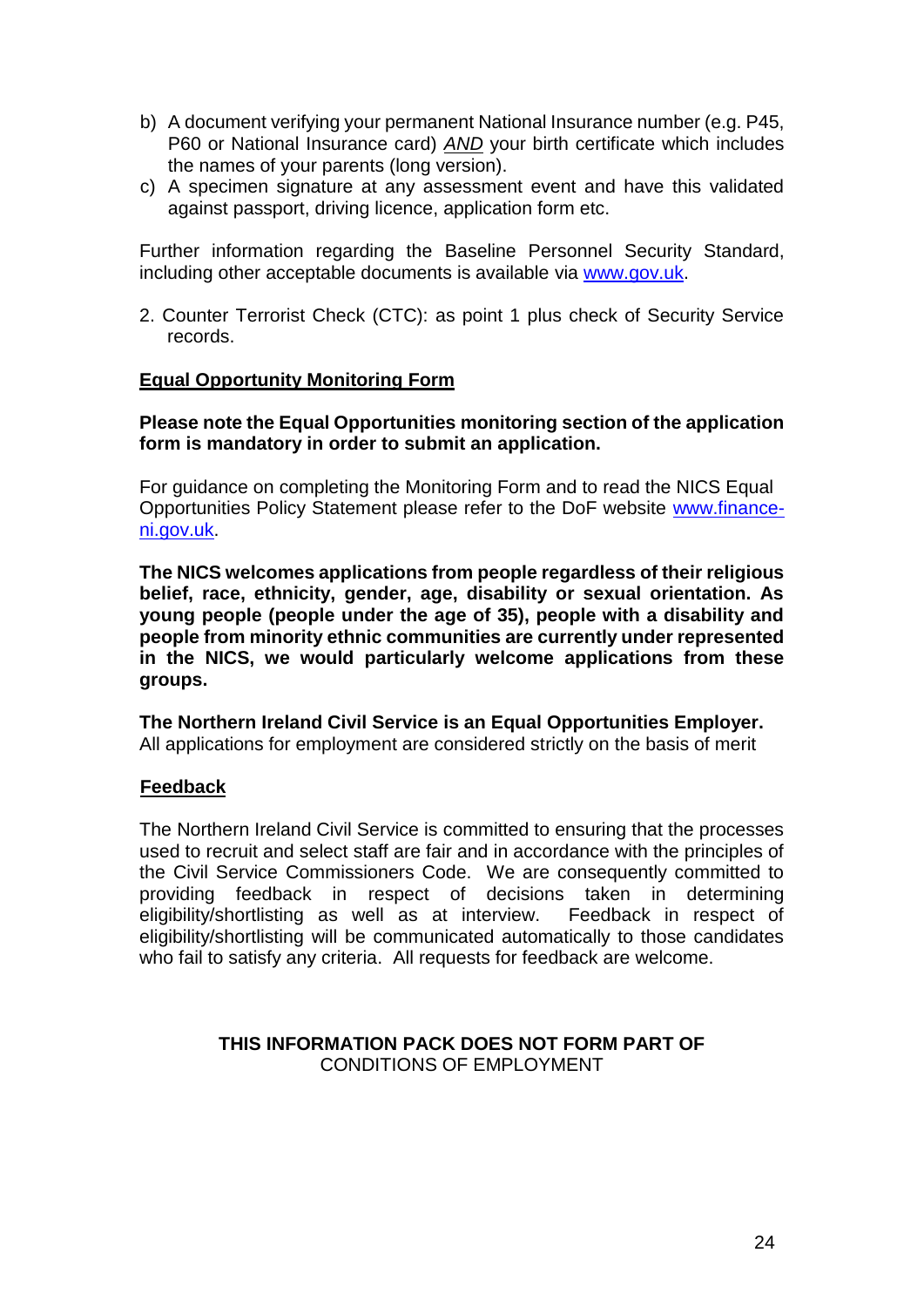b) A document verifying your permanent National Insurance number (e.g. P45, P60 or National Insurance card) ***AND*** your birth certificate which includes the names of your parents (long version).
c) A specimen signature at any assessment event and have this validated against passport, driving licence, application form etc.

Further information regarding the Baseline Personnel Security Standard, including other acceptable documents is available via [www.gov.uk](www.gov.uk).

2. Counter Terrorist Check (CTC): as point 1 plus check of Security Service records.

## Equal Opportunity Monitoring Form

**Please note the Equal Opportunities monitoring section of the application form is mandatory in order to submit an application.**

For guidance on completing the Monitoring Form and to read the NICS Equal Opportunities Policy Statement please refer to the DoF website [www.finance-ni.gov.uk](www.finance-ni.gov.uk).

**The NICS welcomes applications from people regardless of their religious belief, race, ethnicity, gender, age, disability or sexual orientation. As young people (people under the age of 35), people with a disability and people from minority ethnic communities are currently under represented in the NICS, we would particularly welcome applications from these groups.**

**The Northern Ireland Civil Service is an Equal Opportunities Employer.**
All applications for employment are considered strictly on the basis of merit

## Feedback

The Northern Ireland Civil Service is committed to ensuring that the processes used to recruit and select staff are fair and in accordance with the principles of the Civil Service Commissioners Code. We are consequently committed to providing feedback in respect of decisions taken in determining eligibility/shortlisting as well as at interview. Feedback in respect of eligibility/shortlisting will be communicated automatically to those candidates who fail to satisfy any criteria. All requests for feedback are welcome.

**THIS INFORMATION PACK DOES NOT FORM PART OF**
CONDITIONS OF EMPLOYMENT